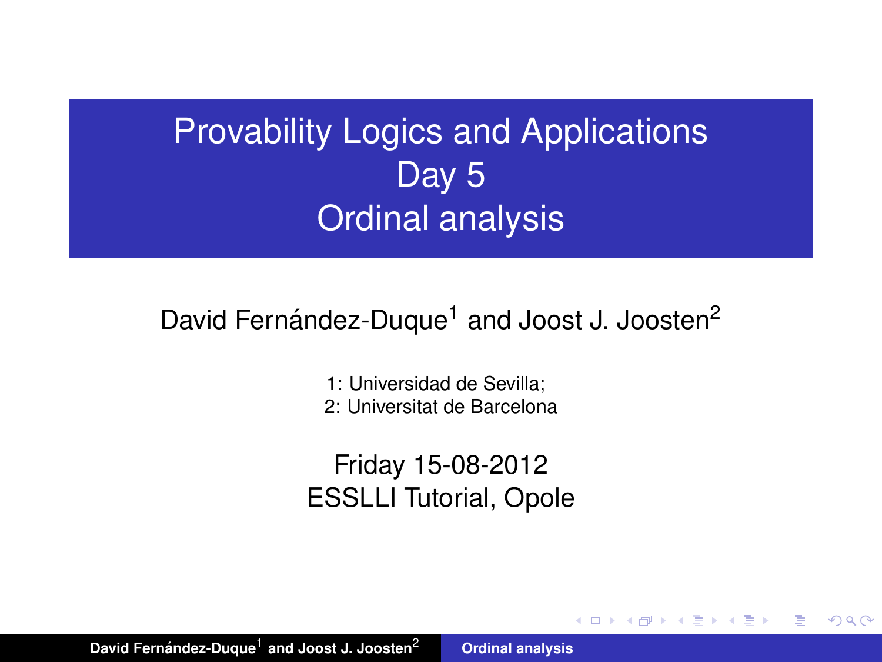# Provability Logics and Applications
# Day 5
# Ordinal analysis

David Fernández-Duque[1] and Joost J. Joosten[2]

1: Universidad de Sevilla;
2: Universitat de Barcelona

Friday 15-08-2012
ESSLLI Tutorial, Opole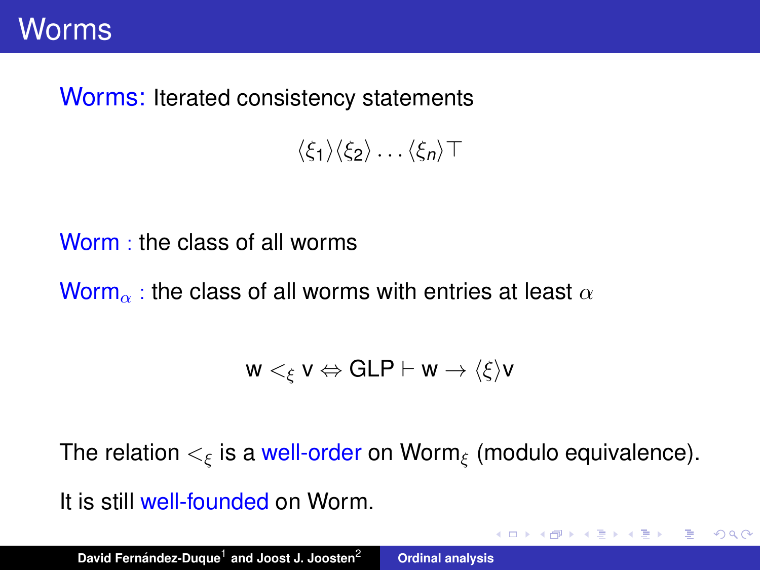# Worms

Worms: Iterated consistency statements

$$\langle \xi_1 \rangle \langle \xi_2 \rangle \ldots \langle \xi_n \rangle \top$$

Worm : the class of all worms

$\mathrm{Worm}_\alpha$ : the class of all worms with entries at least $\alpha$

$$\mathsf{w} <_\xi \mathsf{v} \Leftrightarrow \mathsf{GLP} \vdash \mathsf{w} \rightarrow \langle \xi \rangle \mathsf{v}$$

The relation $<_\xi$ is a well-order on $\mathrm{Worm}_\xi$ (modulo equivalence).

It is still well-founded on Worm.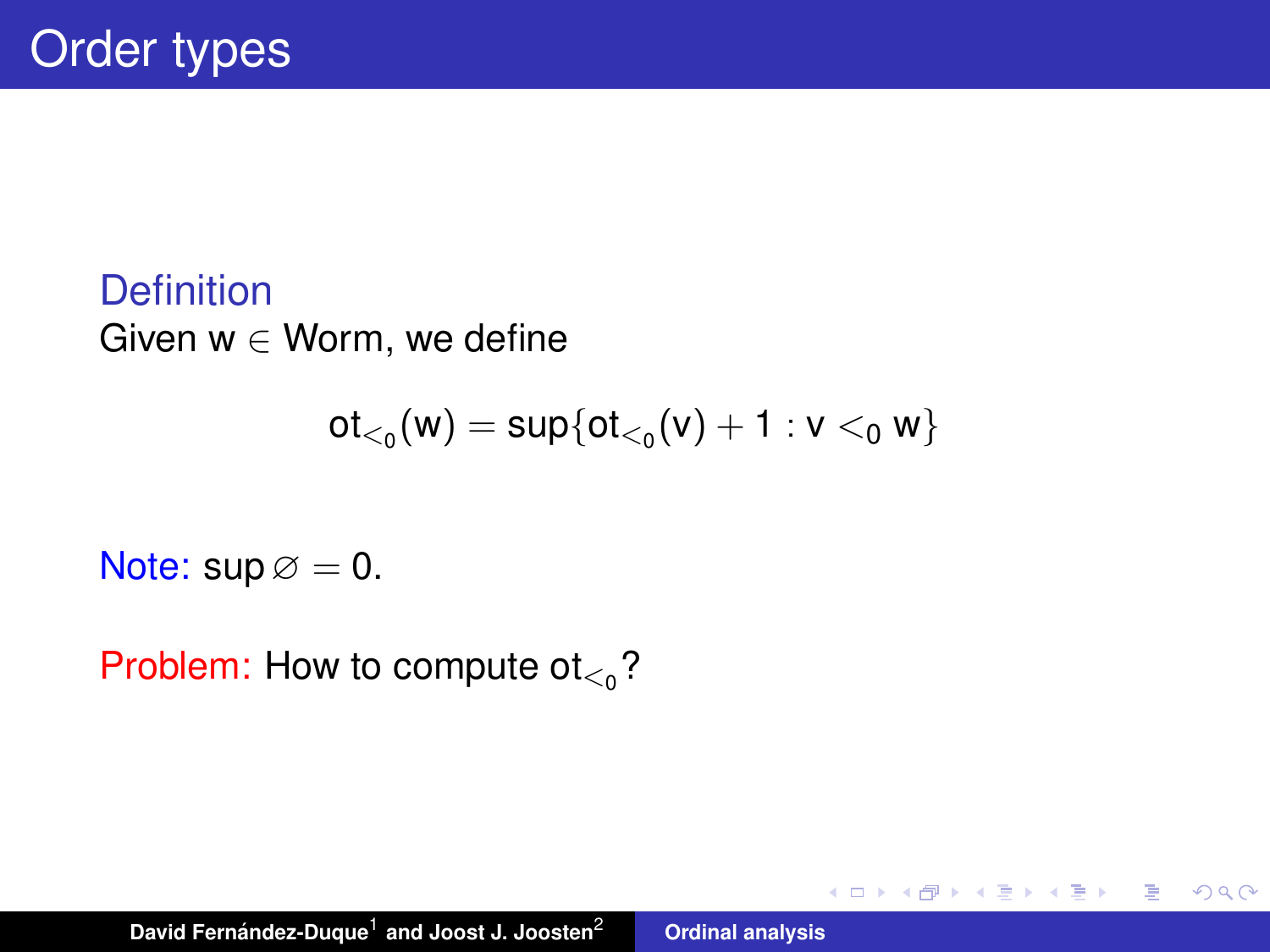# Order types

**Definition**

Given $w \in \mathrm{Worm}$, we define

$$\mathrm{ot}_{<_0}(w) = \sup\{\mathrm{ot}_{<_0}(v) + 1 : v <_0 w\}$$

Note: $\sup \varnothing = 0$.

Problem: How to compute $\mathrm{ot}_{<_0}$?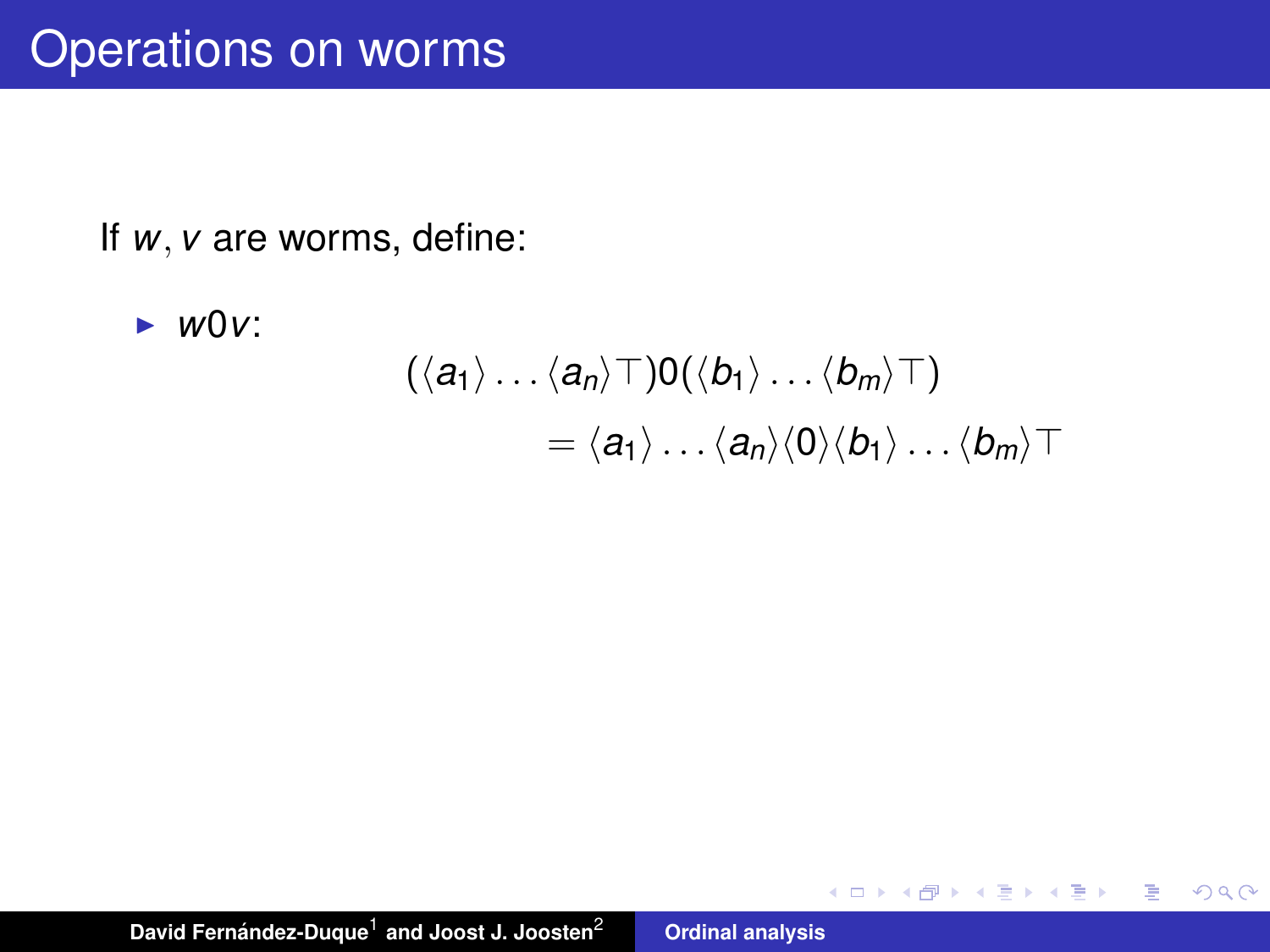# Operations on worms

If $w, v$ are worms, define:

- $w0v$:

$$(\langle a_1 \rangle \ldots \langle a_n \rangle \top) 0 (\langle b_1 \rangle \ldots \langle b_m \rangle \top)$$
$$= \langle a_1 \rangle \ldots \langle a_n \rangle \langle 0 \rangle \langle b_1 \rangle \ldots \langle b_m \rangle \top$$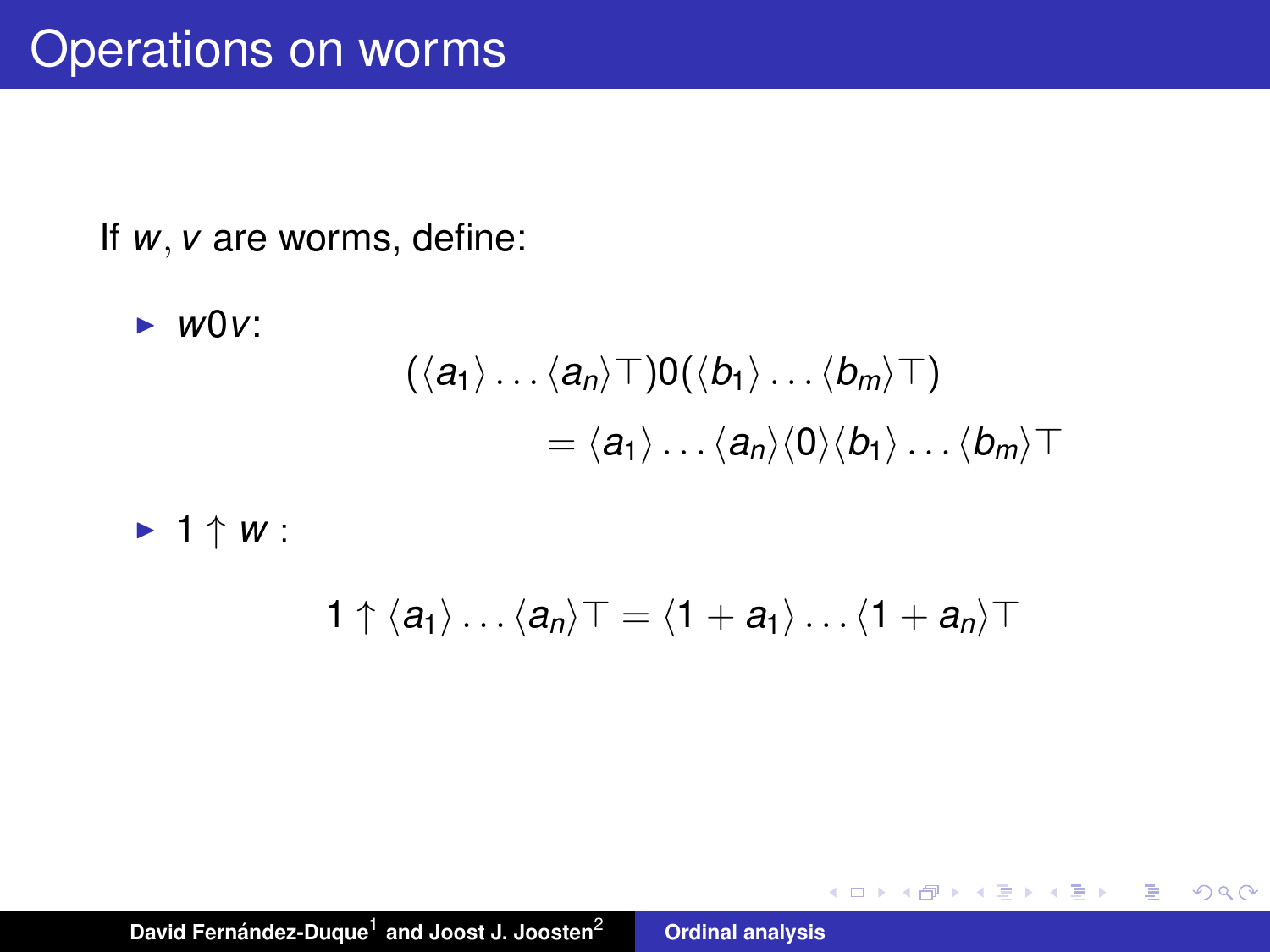# Operations on worms

If $w, v$ are worms, define:

- $w0v$:

$$(\langle a_1 \rangle \ldots \langle a_n \rangle \top) 0 (\langle b_1 \rangle \ldots \langle b_m \rangle \top)$$
$$= \langle a_1 \rangle \ldots \langle a_n \rangle \langle 0 \rangle \langle b_1 \rangle \ldots \langle b_m \rangle \top$$

- $1 \uparrow w$ :

$$1 \uparrow \langle a_1 \rangle \ldots \langle a_n \rangle \top = \langle 1 + a_1 \rangle \ldots \langle 1 + a_n \rangle \top$$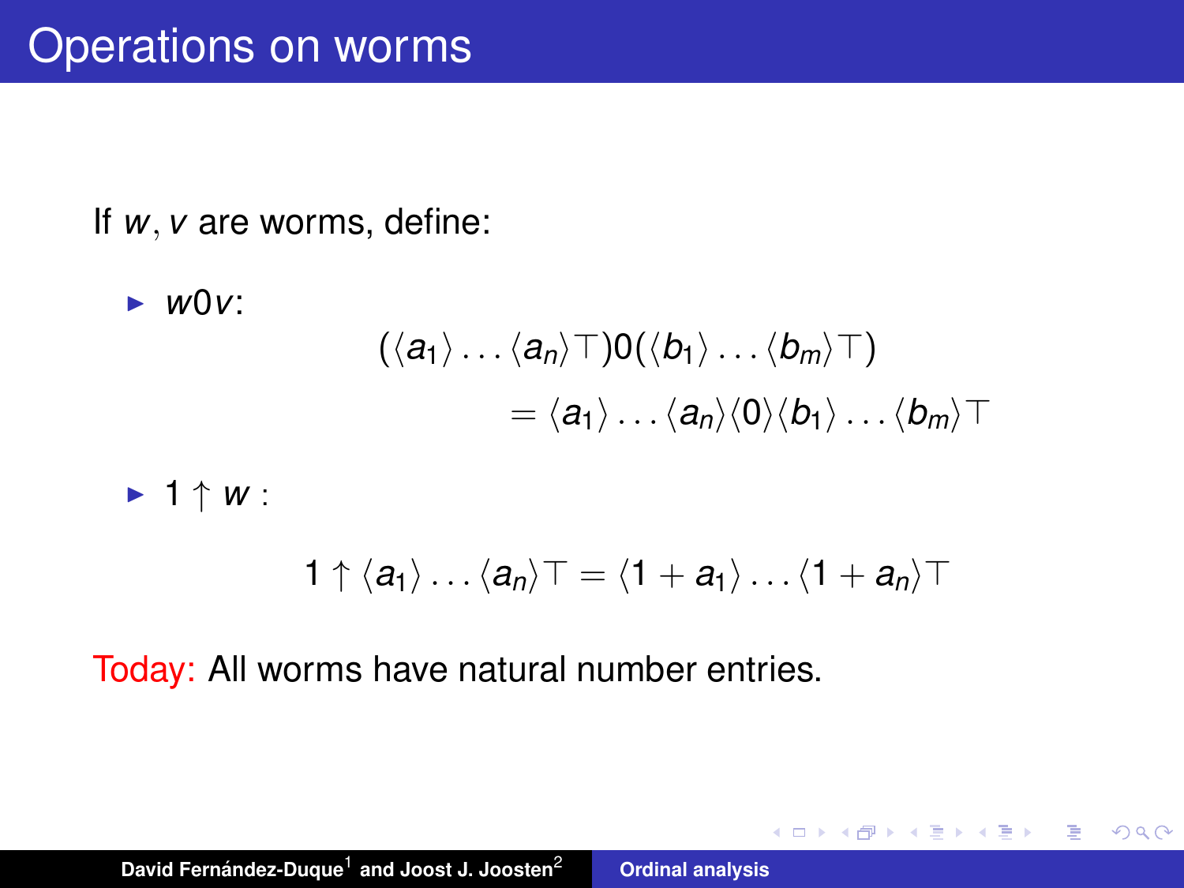# Operations on worms

If $w, v$ are worms, define:

- $w0v$:

$$(\langle a_1 \rangle \dots \langle a_n \rangle \top) 0 (\langle b_1 \rangle \dots \langle b_m \rangle \top) = \langle a_1 \rangle \dots \langle a_n \rangle \langle 0 \rangle \langle b_1 \rangle \dots \langle b_m \rangle \top$$

- $1 \uparrow w$ :

$$1 \uparrow \langle a_1 \rangle \dots \langle a_n \rangle \top = \langle 1 + a_1 \rangle \dots \langle 1 + a_n \rangle \top$$

Today: All worms have natural number entries.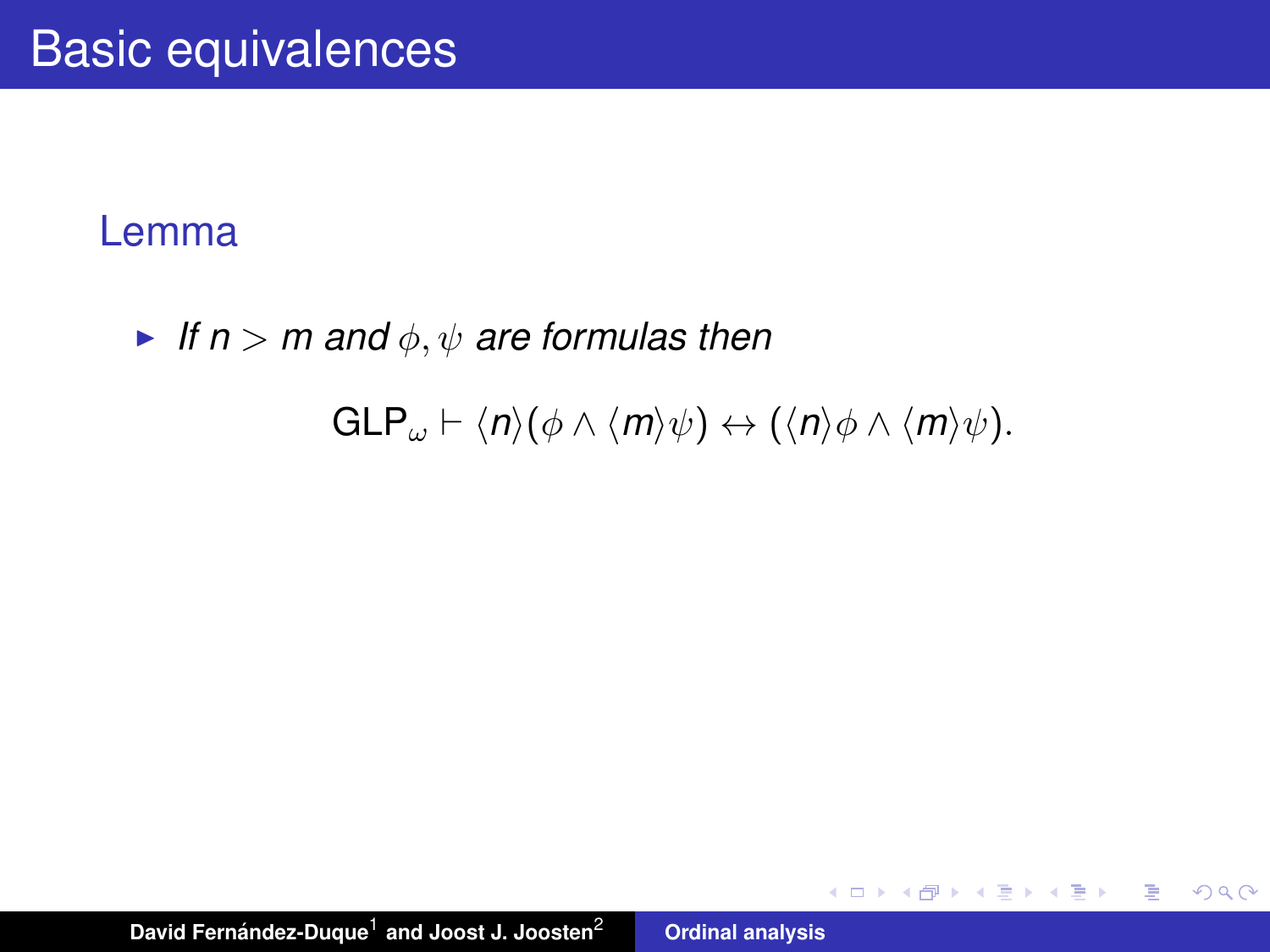# Basic equivalences

**Lemma**

- *If $n > m$ and $\phi, \psi$ are formulas then*

$$\mathsf{GLP}_\omega \vdash \langle n \rangle (\phi \wedge \langle m \rangle \psi) \leftrightarrow (\langle n \rangle \phi \wedge \langle m \rangle \psi).$$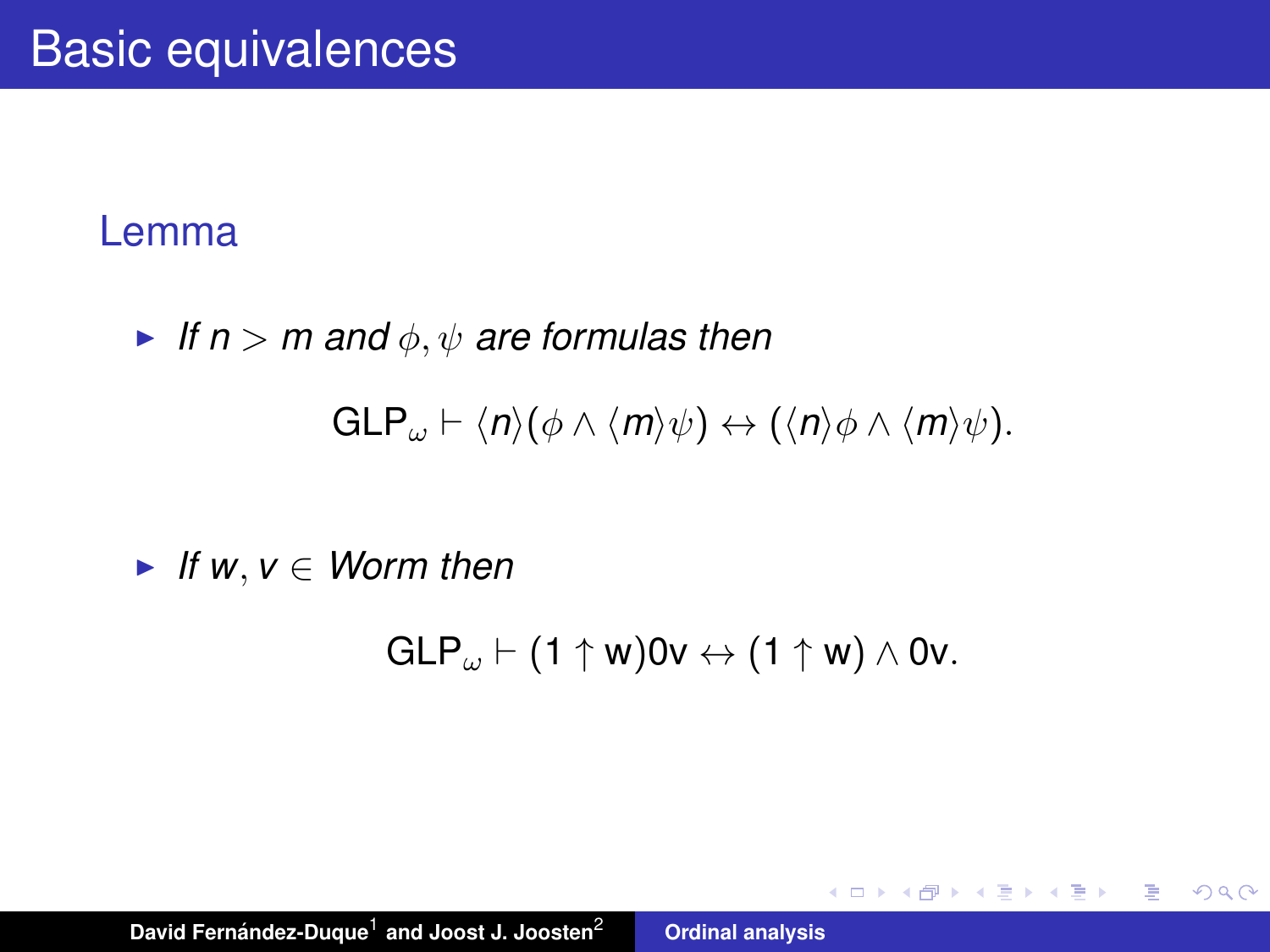# Basic equivalences

**Lemma**

- *If $n > m$ and $\phi, \psi$ are formulas then*

$$\mathsf{GLP}_\omega \vdash \langle n \rangle (\phi \wedge \langle m \rangle \psi) \leftrightarrow (\langle n \rangle \phi \wedge \langle m \rangle \psi).$$

- *If $w, v \in Worm$ then*

$$\mathsf{GLP}_\omega \vdash (1 \uparrow \mathrm{w}) 0 \mathrm{v} \leftrightarrow (1 \uparrow \mathrm{w}) \wedge 0 \mathrm{v}.$$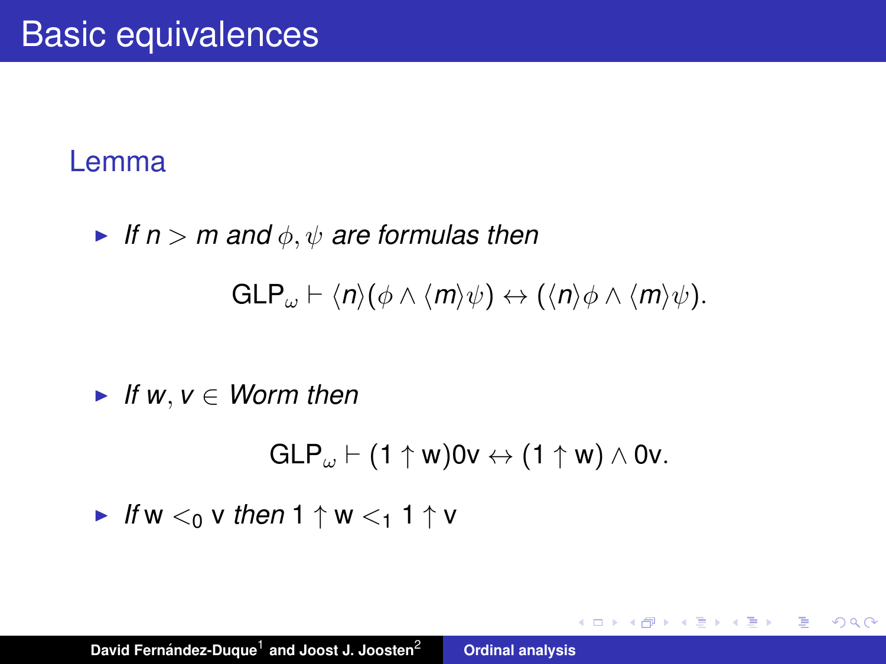# Basic equivalences

**Lemma**

- *If $n > m$ and $\phi, \psi$ are formulas then*

$$\mathsf{GLP}_\omega \vdash \langle n \rangle(\phi \wedge \langle m \rangle \psi) \leftrightarrow (\langle n \rangle \phi \wedge \langle m \rangle \psi).$$

- *If $w, v \in$ Worm then*

$$\mathsf{GLP}_\omega \vdash (1 \uparrow \mathrm{w})0\mathrm{v} \leftrightarrow (1 \uparrow \mathrm{w}) \wedge 0\mathrm{v}.$$

- *If* $\mathrm{w} <_0 \mathrm{v}$ *then* $1 \uparrow \mathrm{w} <_1 1 \uparrow \mathrm{v}$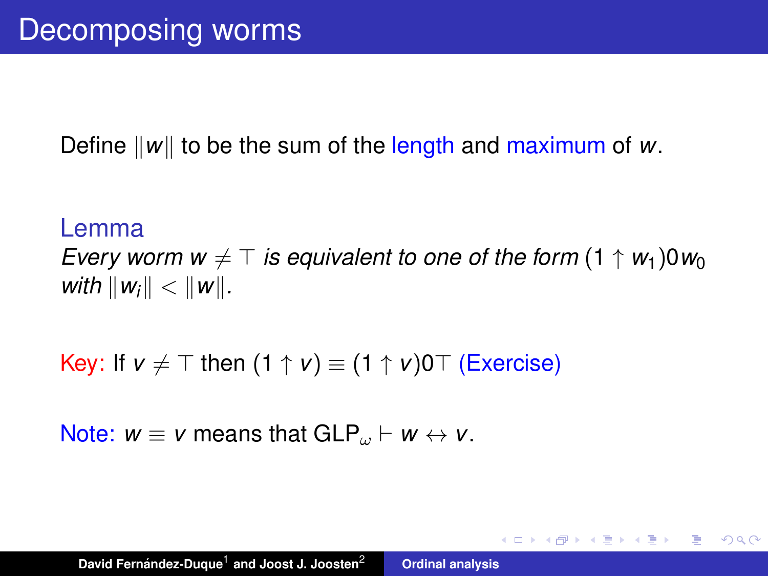# Decomposing worms

Define $\|w\|$ to be the sum of the length and maximum of $w$.

**Lemma**

*Every worm $w \neq \top$ is equivalent to one of the form $(1 \uparrow w_1)0w_0$ with $\|w_i\| < \|w\|$.*

Key: If $v \neq \top$ then $(1 \uparrow v) \equiv (1 \uparrow v)0\top$ (Exercise)

Note: $w \equiv v$ means that $\mathrm{GLP}_\omega \vdash w \leftrightarrow v$.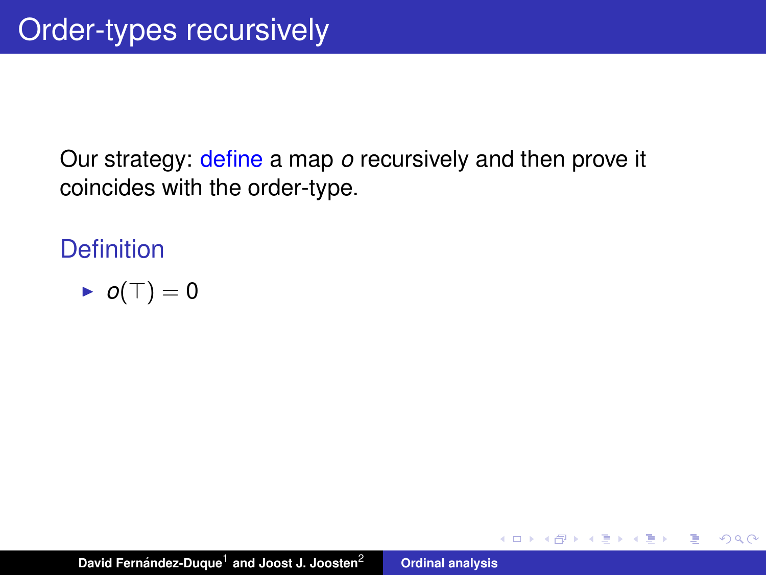# Order-types recursively

Our strategy: define a map $o$ recursively and then prove it coincides with the order-type.

### Definition

- $o(\top) = 0$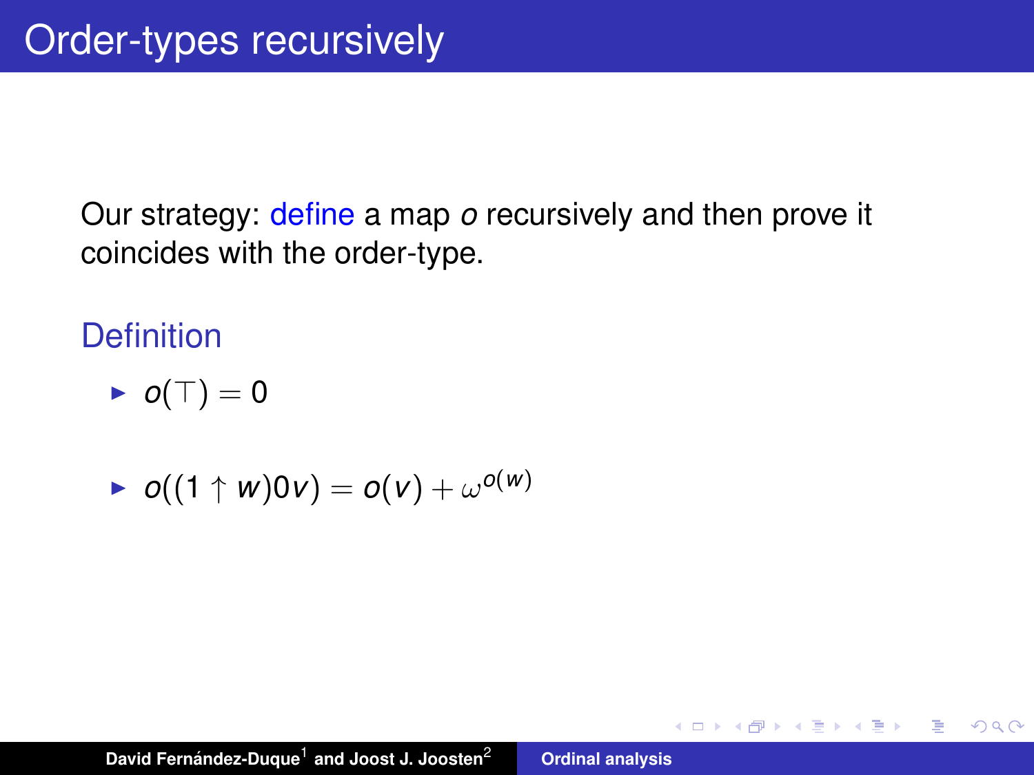# Order-types recursively

Our strategy: define a map $o$ recursively and then prove it coincides with the order-type.

### Definition

- $o(\top) = 0$
- $o((1 \uparrow w)0v) = o(v) + \omega^{o(w)}$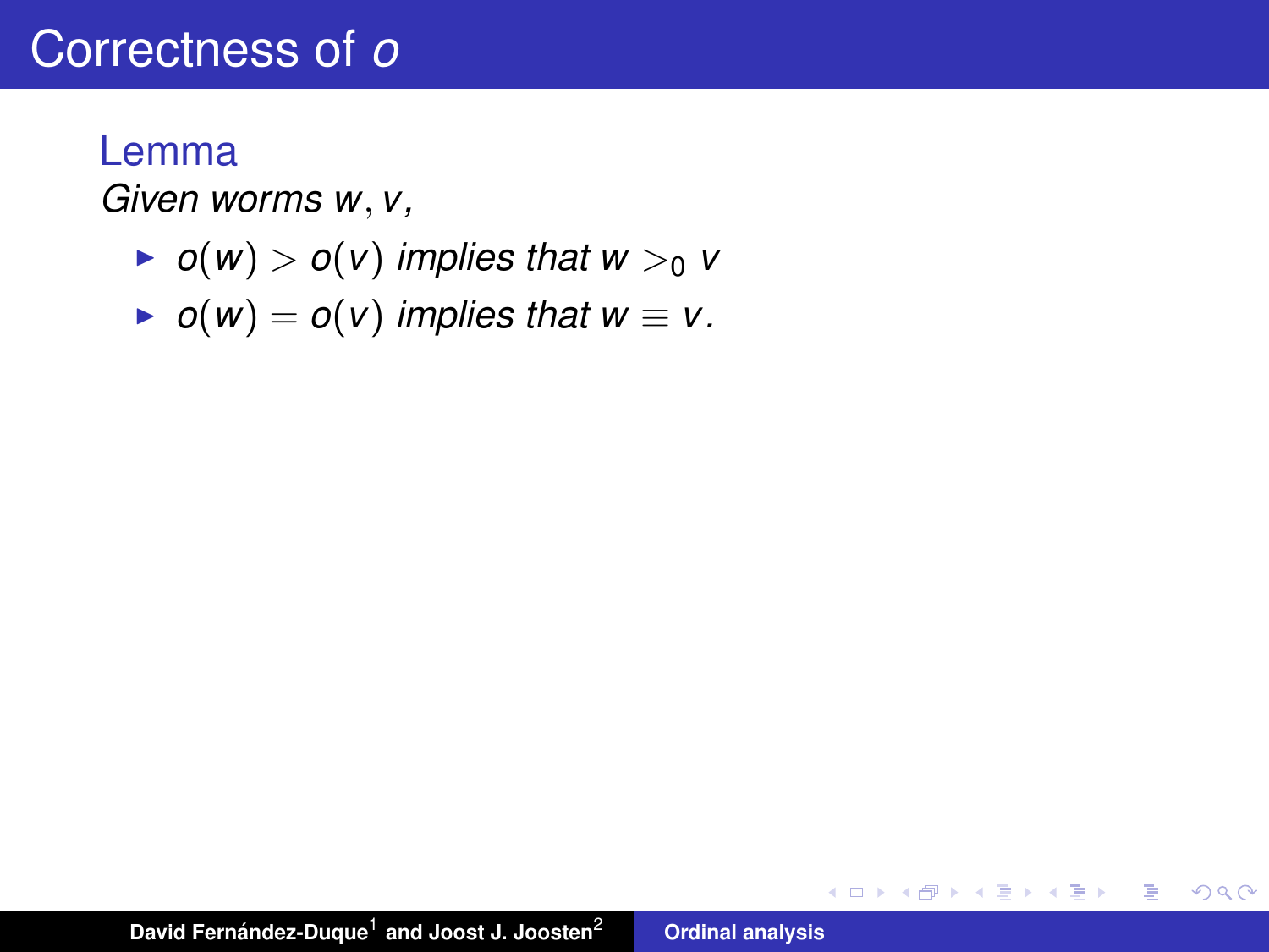# Correctness of $o$

**Lemma**

*Given worms $w, v$,*

- $o(w) > o(v)$ *implies that* $w >_0 v$
- $o(w) = o(v)$ *implies that* $w \equiv v$.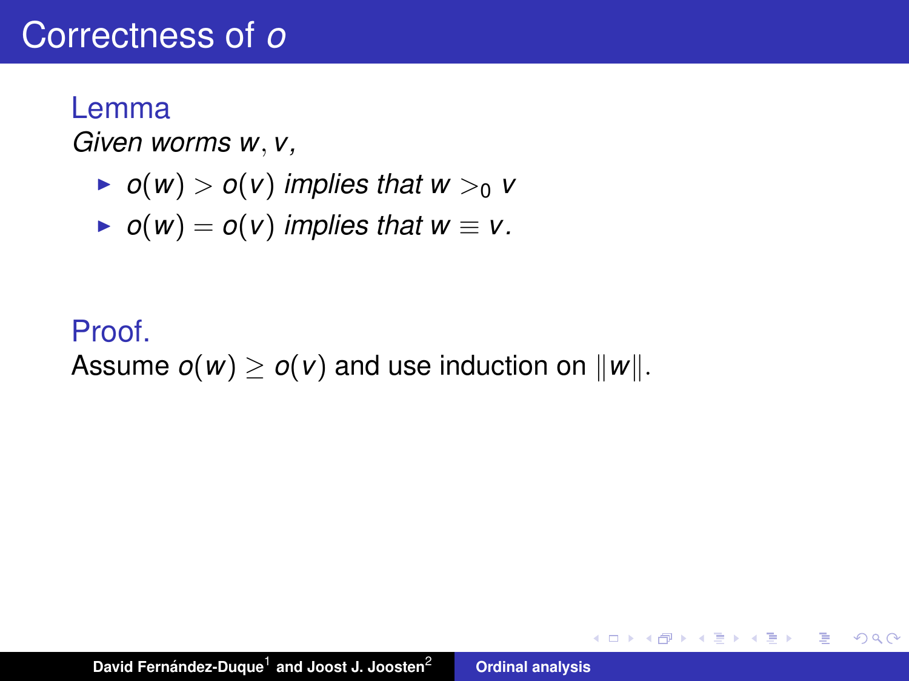# Correctness of $o$

### Lemma

*Given worms $w, v$,*

- $o(w) > o(v)$ *implies that* $w >_0 v$
- $o(w) = o(v)$ *implies that* $w \equiv v$.

### Proof.

Assume $o(w) \geq o(v)$ and use induction on $\|w\|$.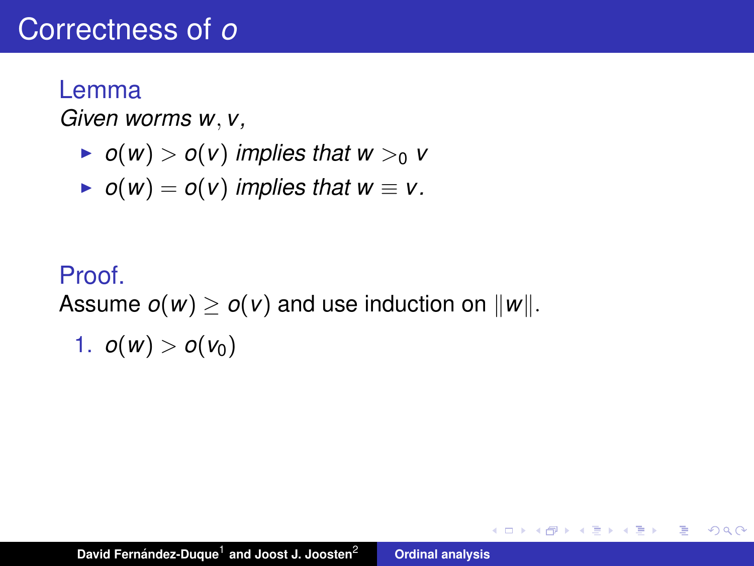# Correctness of $o$

**Lemma**

*Given worms $w, v$,*

- $o(w) > o(v)$ *implies that* $w >_0 v$
- $o(w) = o(v)$ *implies that* $w \equiv v$.

**Proof.**

Assume $o(w) \geq o(v)$ and use induction on $\|w\|$.

1. $o(w) > o(v_0)$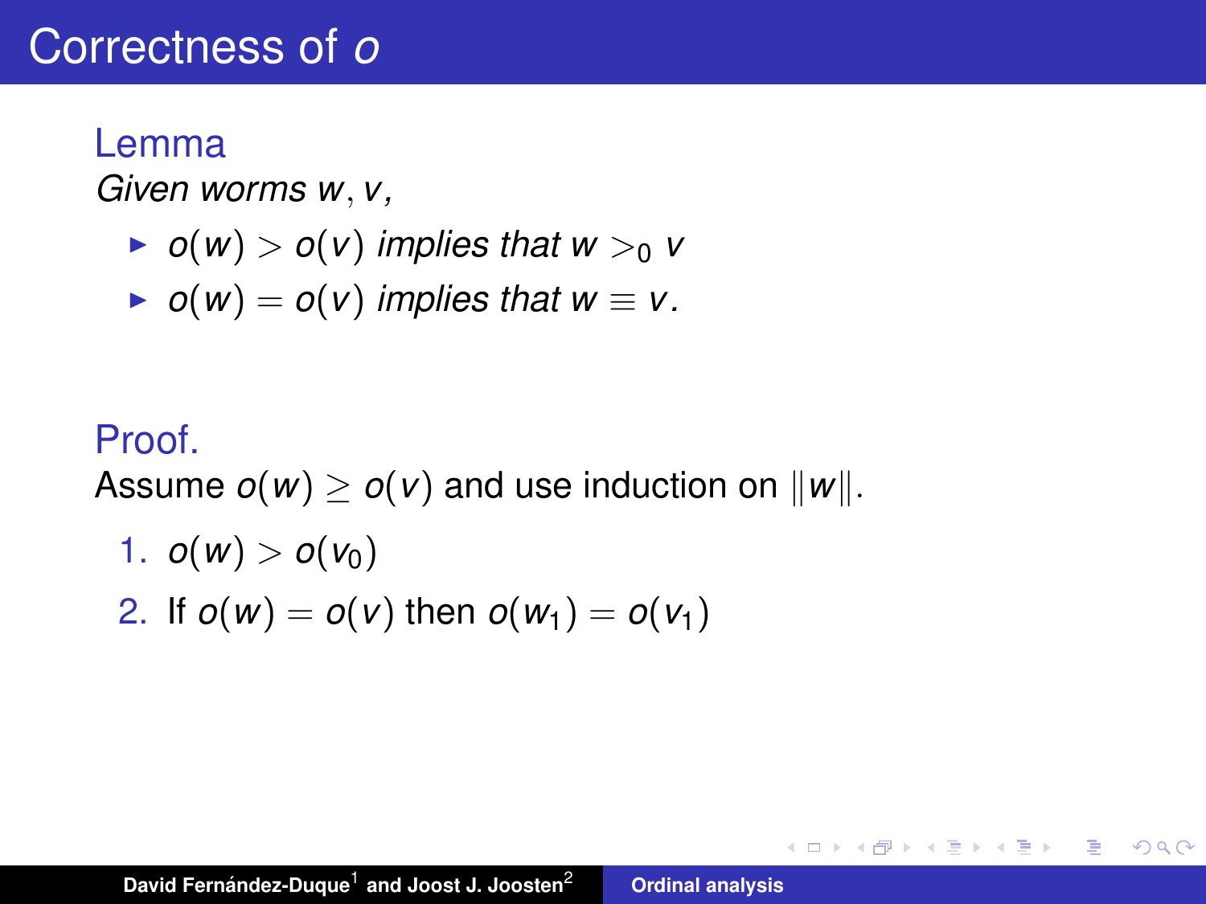# Correctness of $o$

**Lemma**

*Given worms $w, v$,*

- $o(w) > o(v)$ *implies that* $w >_0 v$
- $o(w) = o(v)$ *implies that* $w \equiv v$.

**Proof.**

Assume $o(w) \geq o(v)$ and use induction on $\|w\|$.

1. $o(w) > o(v_0)$
2. If $o(w) = o(v)$ then $o(w_1) = o(v_1)$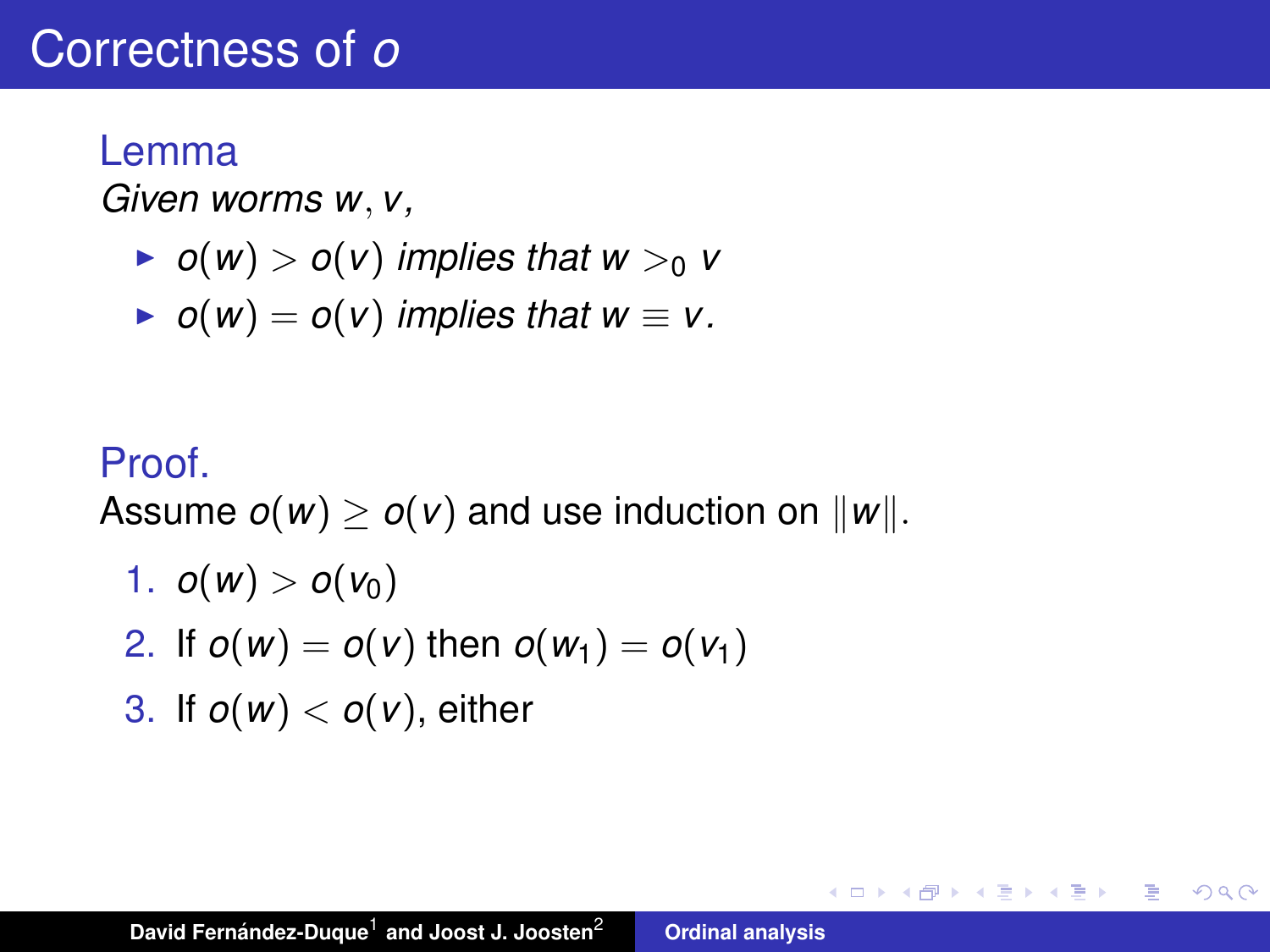# Correctness of $o$

**Lemma**

*Given worms $w, v$,*

- $o(w) > o(v)$ *implies that* $w >_0 v$
- $o(w) = o(v)$ *implies that* $w \equiv v$.

**Proof.**

Assume $o(w) \geq o(v)$ and use induction on $\|w\|$.

1. $o(w) > o(v_0)$
2. If $o(w) = o(v)$ then $o(w_1) = o(v_1)$
3. If $o(w) < o(v)$, either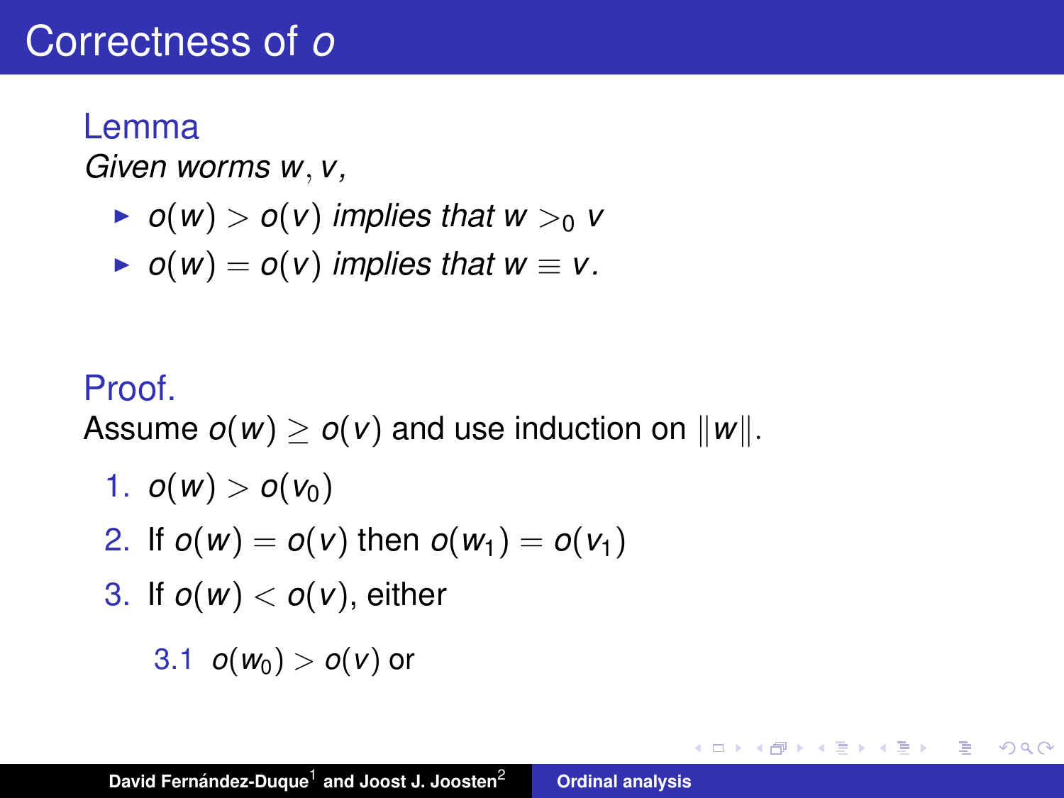# Correctness of $o$

**Lemma**

*Given worms $w, v$,*

- $o(w) > o(v)$ *implies that* $w >_0 v$
- $o(w) = o(v)$ *implies that* $w \equiv v$.

**Proof.**

Assume $o(w) \geq o(v)$ and use induction on $\|w\|$.

1. $o(w) > o(v_0)$
2. If $o(w) = o(v)$ then $o(w_1) = o(v_1)$
3. If $o(w) < o(v)$, either
   1. $o(w_0) > o(v)$ or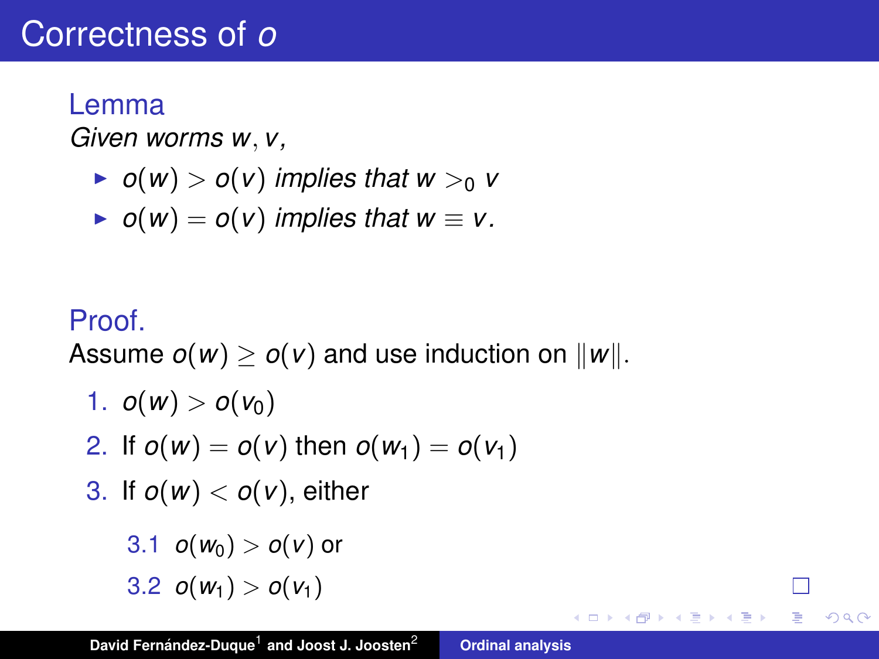# Correctness of $o$

**Lemma**

*Given worms $w, v$,*

- $o(w) > o(v)$ *implies that* $w >_0 v$
- $o(w) = o(v)$ *implies that* $w \equiv v$.

**Proof.**

Assume $o(w) \geq o(v)$ and use induction on $\|w\|$.

1. $o(w) > o(v_0)$
2. If $o(w) = o(v)$ then $o(w_1) = o(v_1)$
3. If $o(w) < o(v)$, either
   - 3.1 $o(w_0) > o(v)$ or
   - 3.2 $o(w_1) > o(v_1)$

□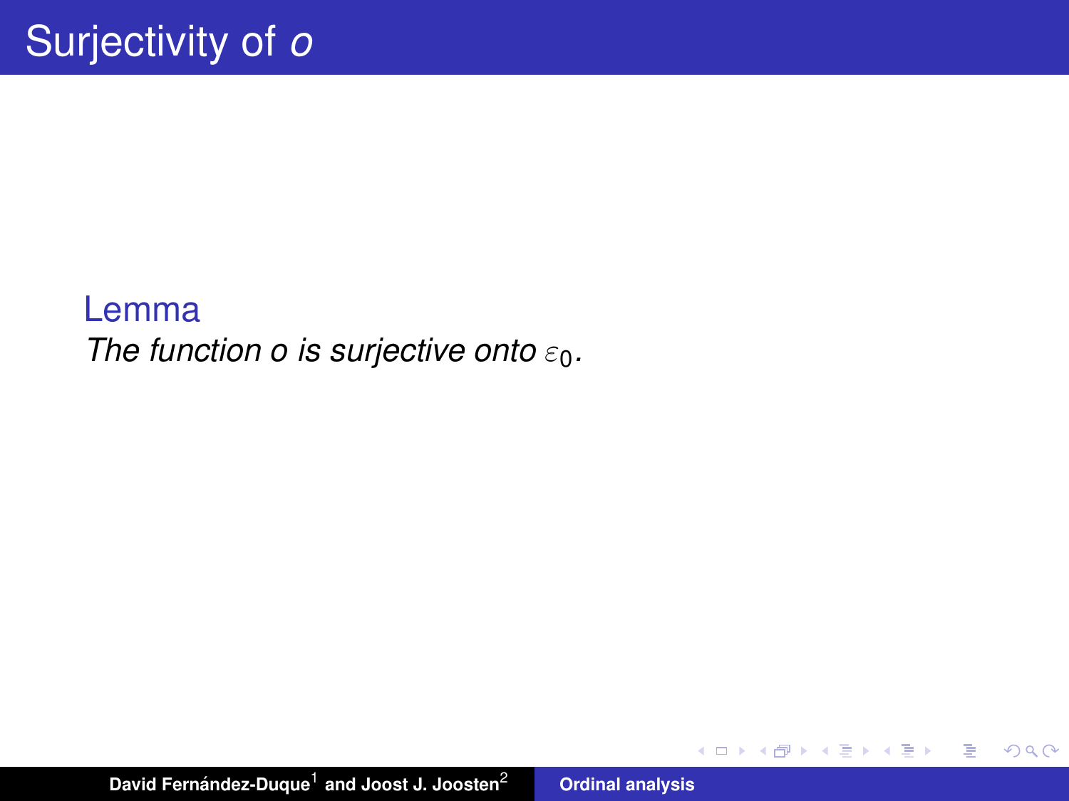# Surjectivity of $o$

**Lemma**

*The function $o$ is surjective onto $\varepsilon_0$.*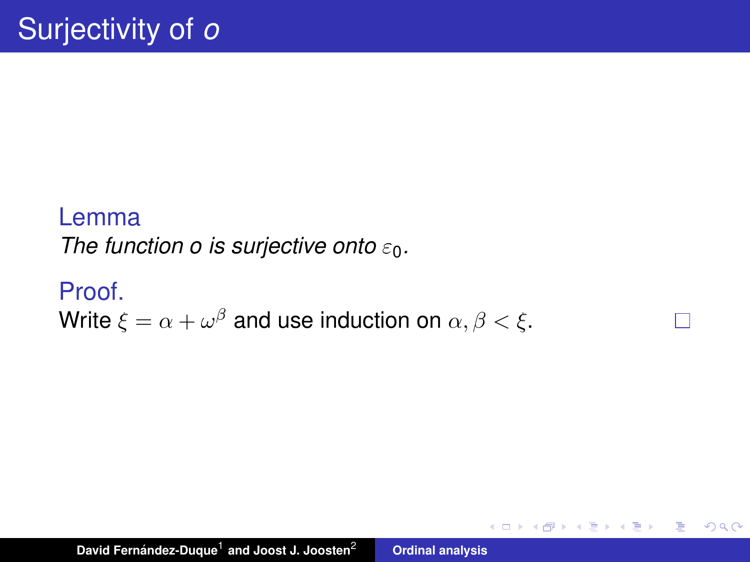# Surjectivity of $o$

**Lemma**

*The function $o$ is surjective onto $\varepsilon_0$.*

**Proof.**

Write $\xi = \alpha + \omega^\beta$ and use induction on $\alpha, \beta < \xi$. □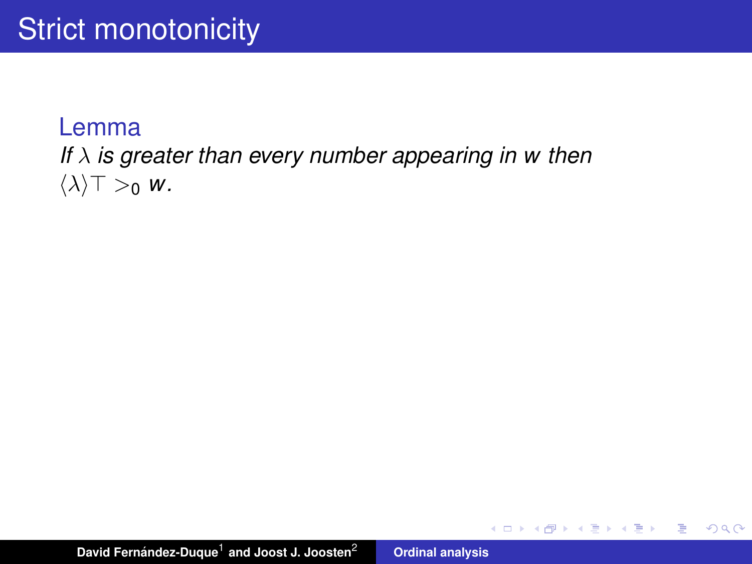# Strict monotonicity

**Lemma**

*If $\lambda$ is greater than every number appearing in $w$ then $\langle\lambda\rangle\top >_0 w$.*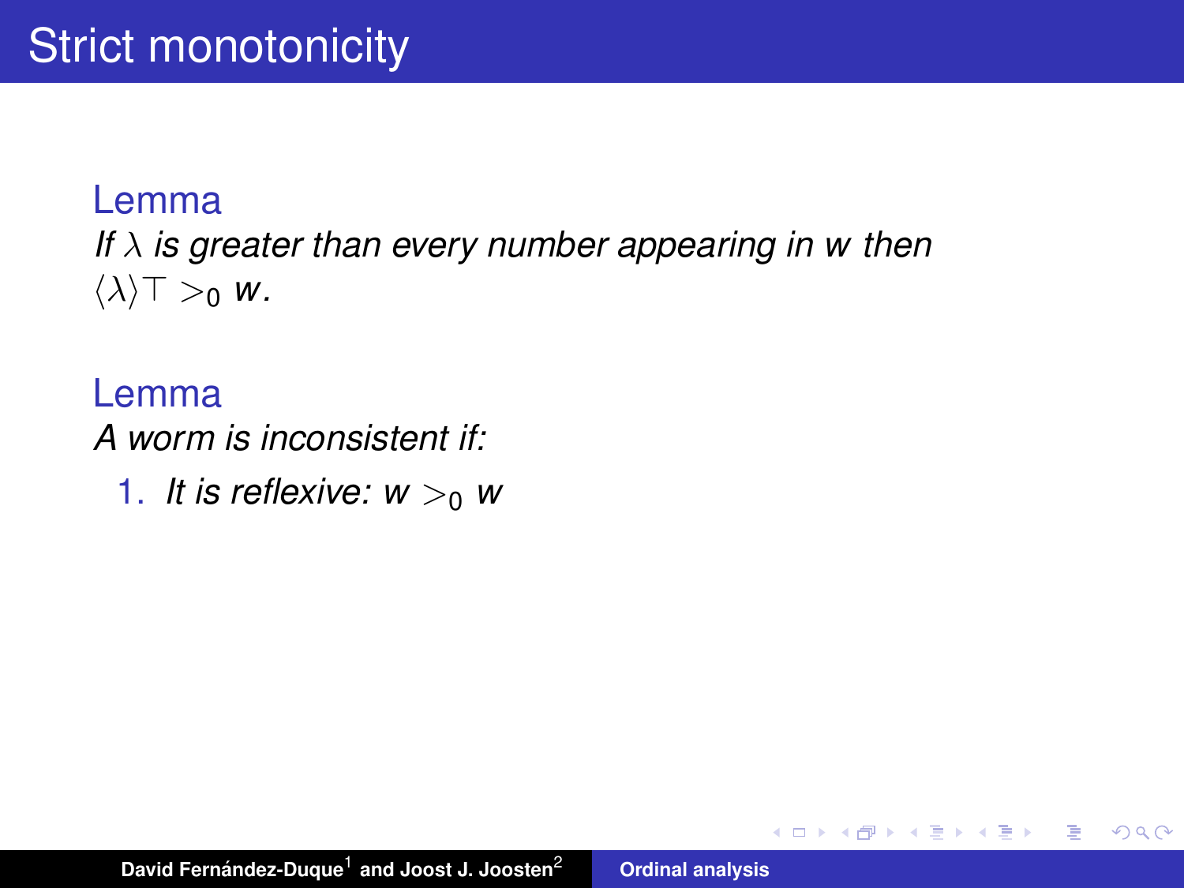# Strict monotonicity

**Lemma**

*If $\lambda$ is greater than every number appearing in $w$ then $\langle\lambda\rangle\top >_0 w$.*

**Lemma**

*A worm is inconsistent if:*

1. *It is reflexive: $w >_0 w$*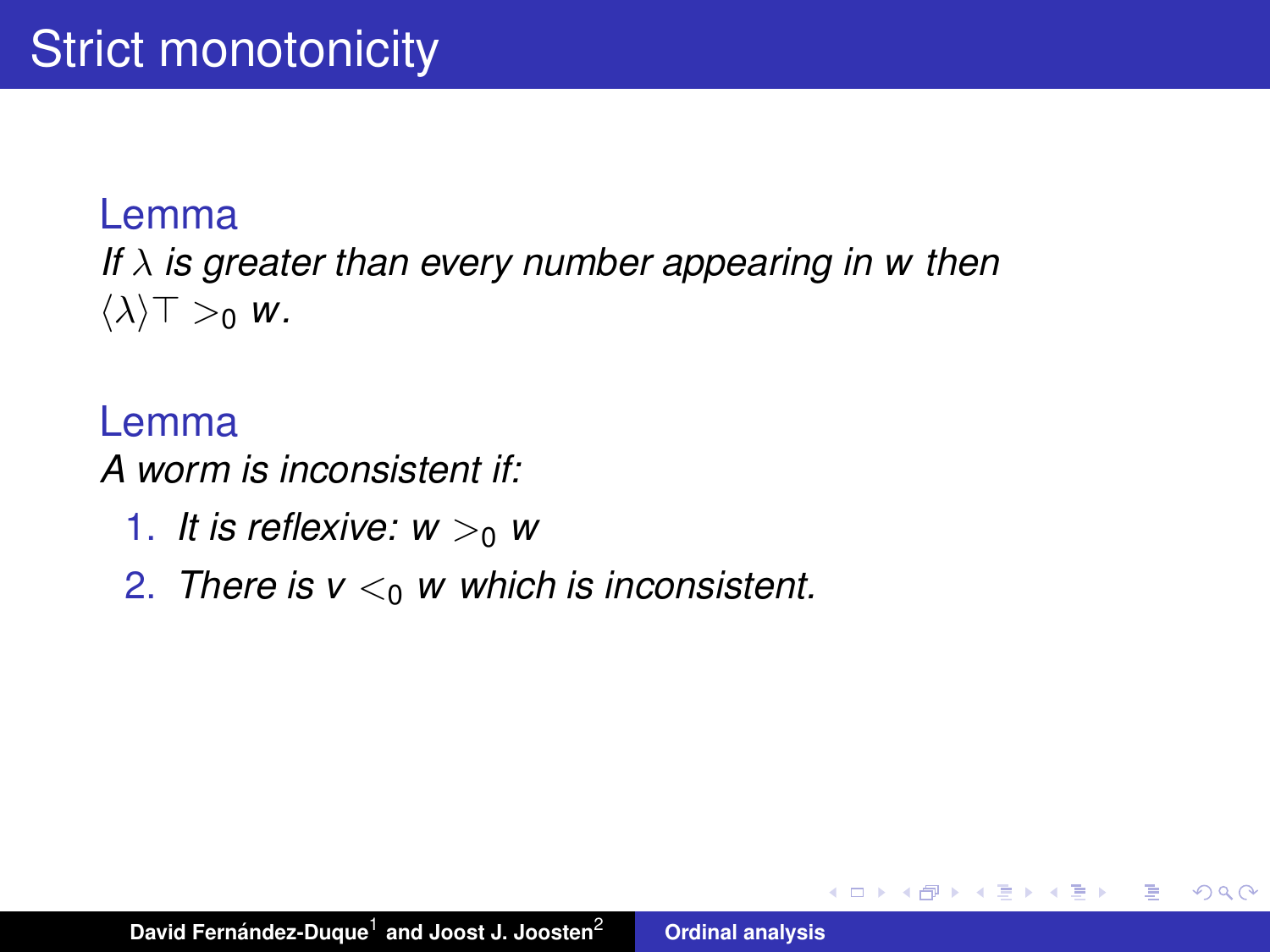# Strict monotonicity

**Lemma**

*If $\lambda$ is greater than every number appearing in $w$ then $\langle\lambda\rangle\top >_0 w$.*

**Lemma**

*A worm is inconsistent if:*

1. *It is reflexive: $w >_0 w$*
2. *There is $v <_0 w$ which is inconsistent.*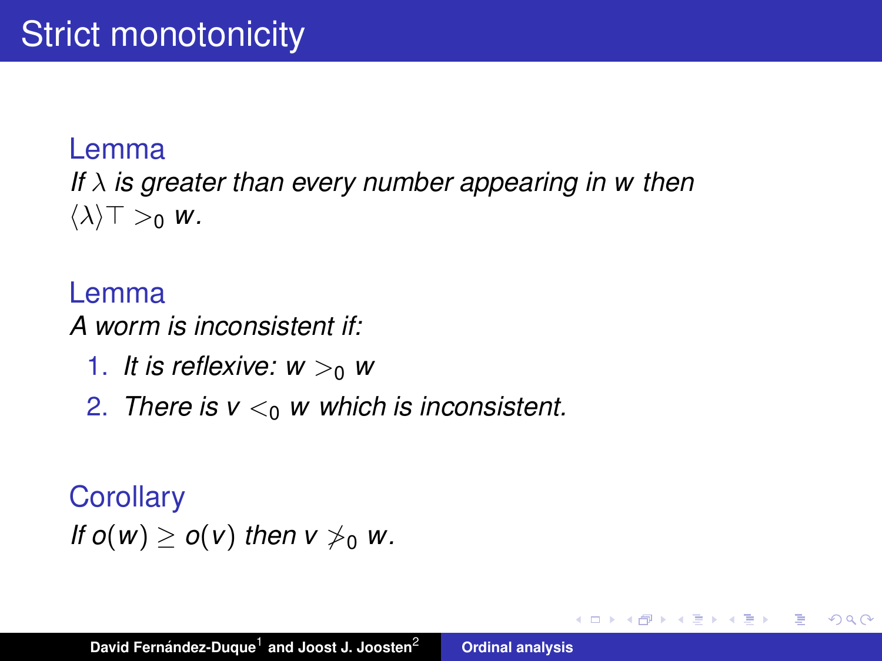# Strict monotonicity

**Lemma**

*If $\lambda$ is greater than every number appearing in $w$ then $\langle\lambda\rangle\top >_0 w$.*

**Lemma**

*A worm is inconsistent if:*

1. *It is reflexive: $w >_0 w$*
2. *There is $v <_0 w$ which is inconsistent.*

**Corollary**

*If $o(w) \geq o(v)$ then $v \not>_0 w$.*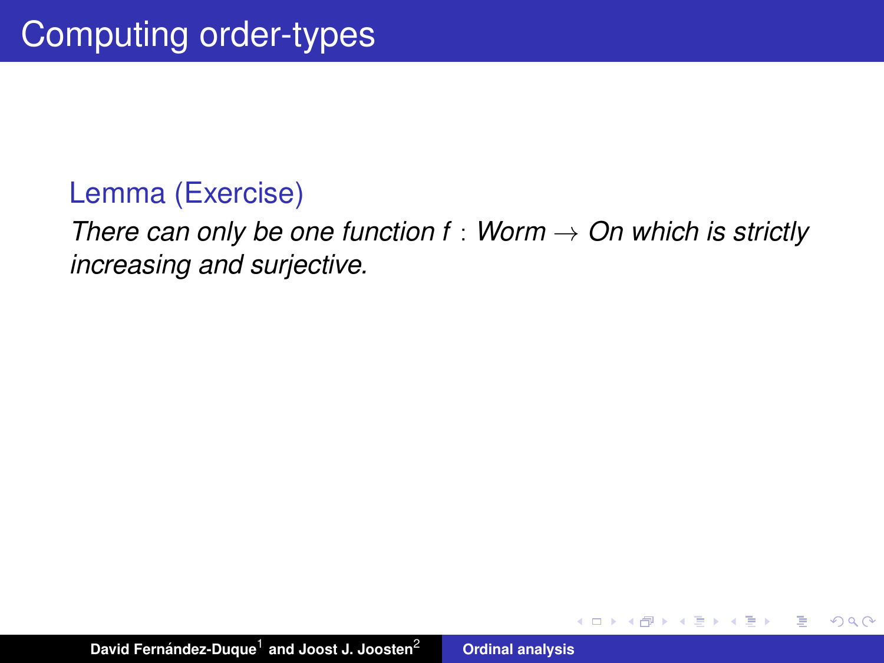# Computing order-types

**Lemma (Exercise)**

*There can only be one function $f : \mathit{Worm} \to \mathit{On}$ which is strictly increasing and surjective.*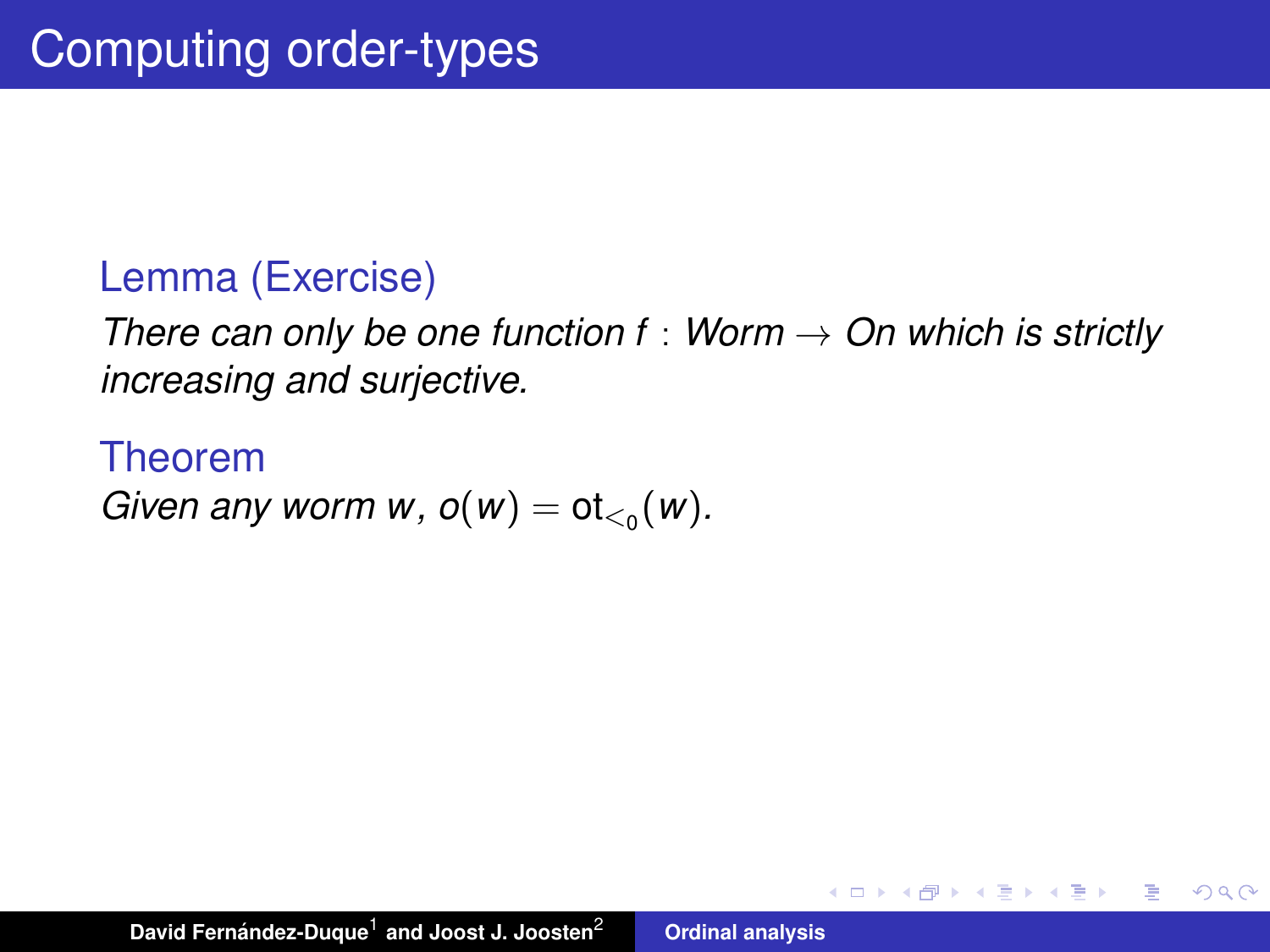# Computing order-types

**Lemma (Exercise)**

*There can only be one function $f : Worm \to On$ which is strictly increasing and surjective.*

**Theorem**

*Given any worm $w$, $o(w) = \mathrm{ot}_{<_0}(w)$.*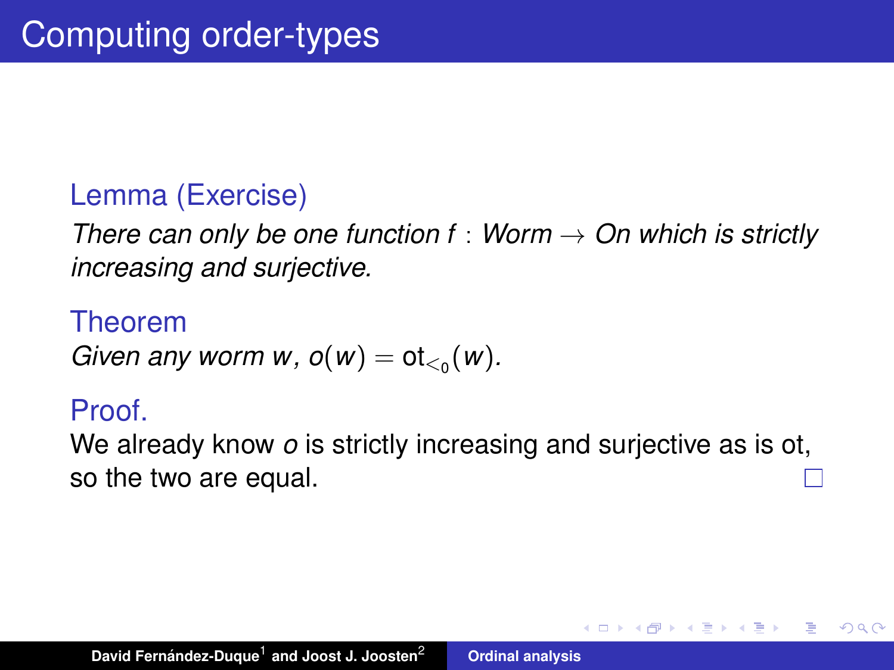# Computing order-types

**Lemma (Exercise)**

*There can only be one function $f : Worm \to On$ which is strictly increasing and surjective.*

**Theorem**

*Given any worm $w$, $o(w) = \mathrm{ot}_{<_0}(w)$.*

**Proof.**

We already know $o$ is strictly increasing and surjective as is ot, so the two are equal. □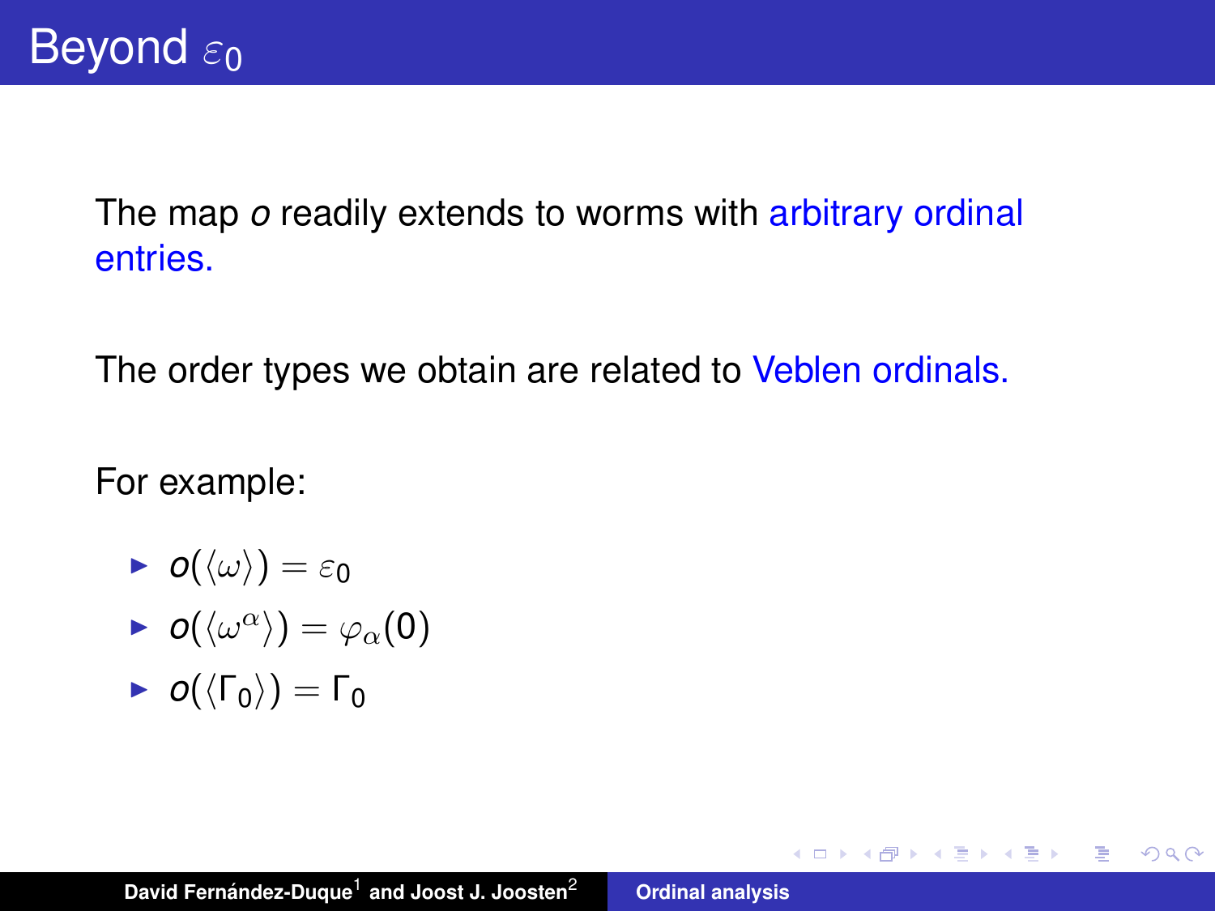# Beyond $\varepsilon_0$

The map $o$ readily extends to worms with arbitrary ordinal entries.

The order types we obtain are related to Veblen ordinals.

For example:

- $o(\langle\omega\rangle) = \varepsilon_0$
- $o(\langle\omega^\alpha\rangle) = \varphi_\alpha(0)$
- $o(\langle\Gamma_0\rangle) = \Gamma_0$